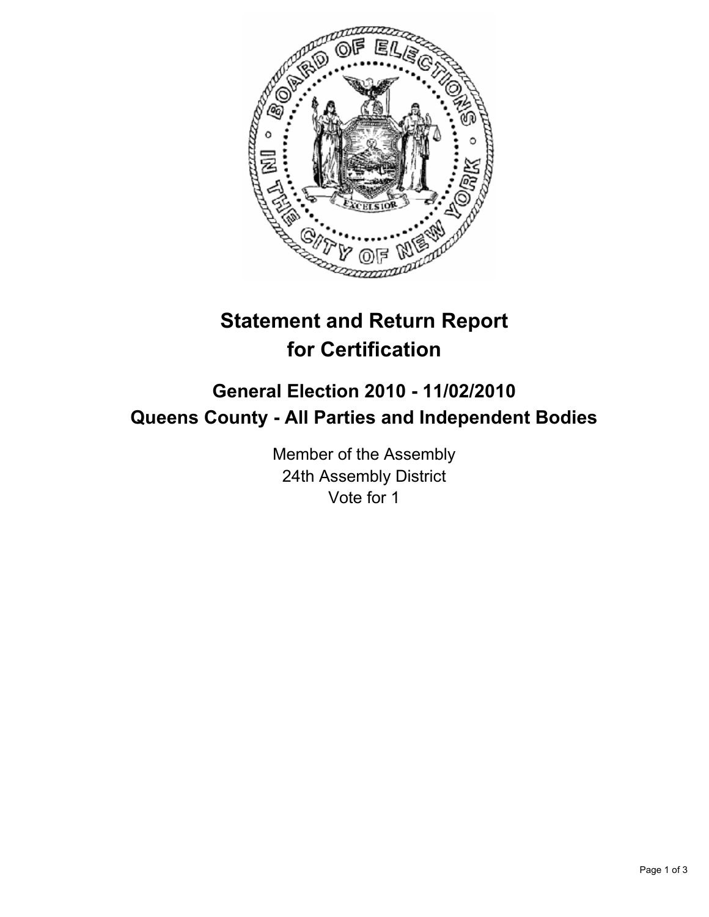# Statement and Return Report for Certification

## General Election 2010 - 11/02/2010
## Queens County - All Parties and Independent Bodies

Member of the Assembly
24th Assembly District
Vote for 1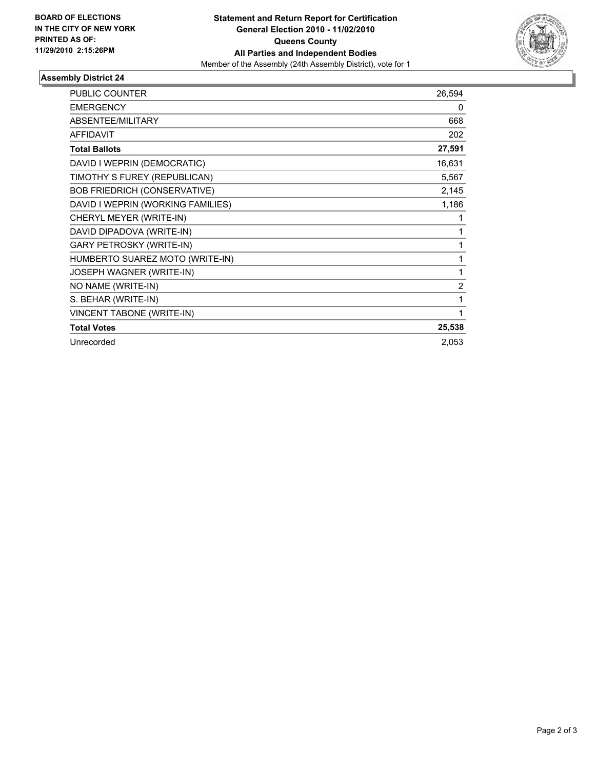**BOARD OF ELECTIONS**
**IN THE CITY OF NEW YORK**
**PRINTED AS OF:**
**11/29/2010 2:15:26PM**

**Statement and Return Report for Certification**
**General Election 2010 - 11/02/2010**
**Queens County**
**All Parties and Independent Bodies**
Member of the Assembly (24th Assembly District), vote for 1

## Assembly District 24

| | |
|---|---|
| PUBLIC COUNTER | 26,594 |
| EMERGENCY | 0 |
| ABSENTEE/MILITARY | 668 |
| AFFIDAVIT | 202 |
| **Total Ballots** | **27,591** |
| DAVID I WEPRIN (DEMOCRATIC) | 16,631 |
| TIMOTHY S FUREY (REPUBLICAN) | 5,567 |
| BOB FRIEDRICH (CONSERVATIVE) | 2,145 |
| DAVID I WEPRIN (WORKING FAMILIES) | 1,186 |
| CHERYL MEYER (WRITE-IN) | 1 |
| DAVID DIPADOVA (WRITE-IN) | 1 |
| GARY PETROSKY (WRITE-IN) | 1 |
| HUMBERTO SUAREZ MOTO (WRITE-IN) | 1 |
| JOSEPH WAGNER (WRITE-IN) | 1 |
| NO NAME (WRITE-IN) | 2 |
| S. BEHAR (WRITE-IN) | 1 |
| VINCENT TABONE (WRITE-IN) | 1 |
| **Total Votes** | **25,538** |
| Unrecorded | 2,053 |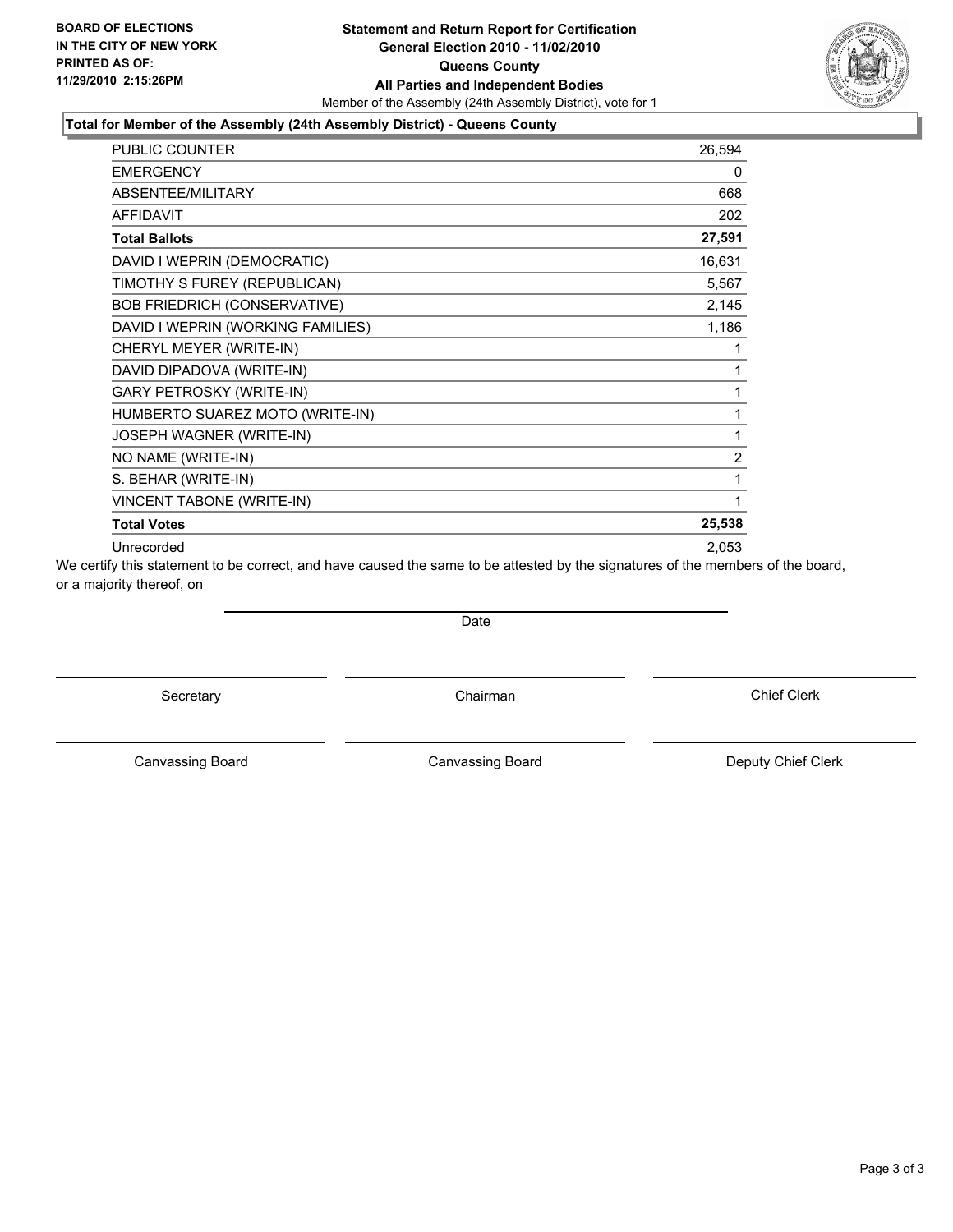**BOARD OF ELECTIONS IN THE CITY OF NEW YORK PRINTED AS OF: 11/29/2010 2:15:26PM**

**Statement and Return Report for Certification**
**General Election 2010 - 11/02/2010**
**Queens County**
**All Parties and Independent Bodies**
Member of the Assembly (24th Assembly District), vote for 1

**Total for Member of the Assembly (24th Assembly District) - Queens County**

| | |
|---|---|
| PUBLIC COUNTER | 26,594 |
| EMERGENCY | 0 |
| ABSENTEE/MILITARY | 668 |
| AFFIDAVIT | 202 |
| **Total Ballots** | **27,591** |
| DAVID I WEPRIN (DEMOCRATIC) | 16,631 |
| TIMOTHY S FUREY (REPUBLICAN) | 5,567 |
| BOB FRIEDRICH (CONSERVATIVE) | 2,145 |
| DAVID I WEPRIN (WORKING FAMILIES) | 1,186 |
| CHERYL MEYER (WRITE-IN) | 1 |
| DAVID DIPADOVA (WRITE-IN) | 1 |
| GARY PETROSKY (WRITE-IN) | 1 |
| HUMBERTO SUAREZ MOTO (WRITE-IN) | 1 |
| JOSEPH WAGNER (WRITE-IN) | 1 |
| NO NAME (WRITE-IN) | 2 |
| S. BEHAR (WRITE-IN) | 1 |
| VINCENT TABONE (WRITE-IN) | 1 |
| **Total Votes** | **25,538** |
| Unrecorded | 2,053 |

We certify this statement to be correct, and have caused the same to be attested by the signatures of the members of the board, or a majority thereof, on

Date

Secretary | Chairman | Chief Clerk

Canvassing Board | Canvassing Board | Deputy Chief Clerk